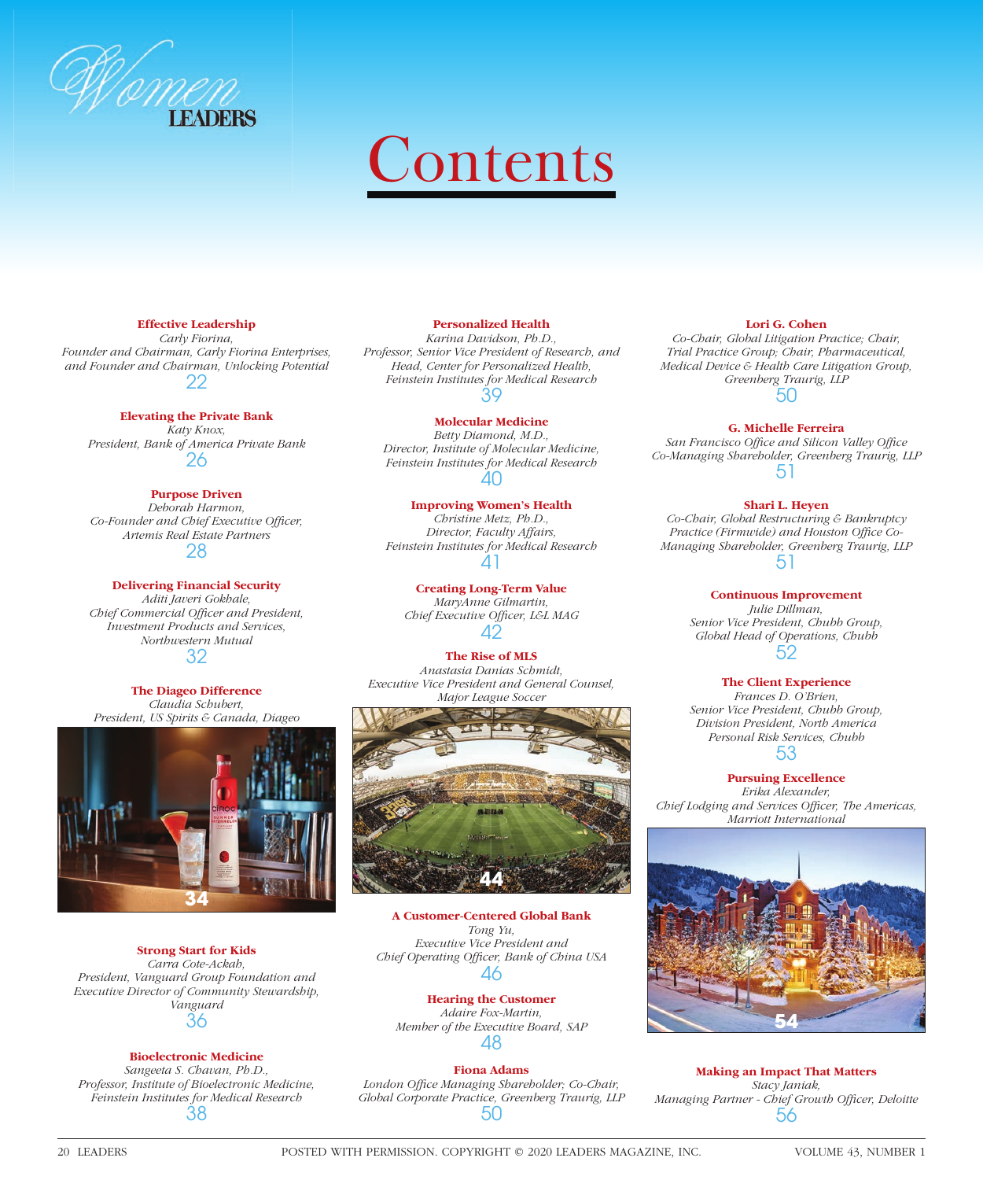Women LEADERS

# Contents

**Effective Leadership**
*Carly Fiorina,*
*Founder and Chairman, Carly Fiorina Enterprises, and Founder and Chairman, Unlocking Potential*
22

**Elevating the Private Bank**
*Katy Knox,*
*President, Bank of America Private Bank*
26

**Purpose Driven**
*Deborah Harmon,*
*Co-Founder and Chief Executive Officer, Artemis Real Estate Partners*
28

**Delivering Financial Security**
*Aditi Javeri Gokhale,*
*Chief Commercial Officer and President, Investment Products and Services, Northwestern Mutual*
32

**The Diageo Difference**
*Claudia Schubert,*
*President, US Spirits & Canada, Diageo*
34

**Strong Start for Kids**
*Carra Cote-Ackah,*
*President, Vanguard Group Foundation and Executive Director of Community Stewardship, Vanguard*
36

**Bioelectronic Medicine**
*Sangeeta S. Chavan, Ph.D.,*
*Professor, Institute of Bioelectronic Medicine, Feinstein Institutes for Medical Research*
38

**Personalized Health**
*Karina Davidson, Ph.D.,*
*Professor, Senior Vice President of Research, and Head, Center for Personalized Health, Feinstein Institutes for Medical Research*
39

**Molecular Medicine**
*Betty Diamond, M.D.,*
*Director, Institute of Molecular Medicine, Feinstein Institutes for Medical Research*
40

**Improving Women's Health**
*Christine Metz, Ph.D.,*
*Director, Faculty Affairs, Feinstein Institutes for Medical Research*
41

**Creating Long-Term Value**
*MaryAnne Gilmartin,*
*Chief Executive Officer, L&L MAG*
42

**The Rise of MLS**
*Anastasia Danias Schmidt,*
*Executive Vice President and General Counsel, Major League Soccer*
44

**A Customer-Centered Global Bank**
*Tong Yu,*
*Executive Vice President and Chief Operating Officer, Bank of China USA*
46

**Hearing the Customer**
*Adaire Fox-Martin,*
*Member of the Executive Board, SAP*
48

**Fiona Adams**
*London Office Managing Shareholder; Co-Chair, Global Corporate Practice, Greenberg Traurig, LLP*
50

**Lori G. Cohen**
*Co-Chair, Global Litigation Practice; Chair, Trial Practice Group; Chair, Pharmaceutical, Medical Device & Health Care Litigation Group, Greenberg Traurig, LLP*
50

**G. Michelle Ferreira**
*San Francisco Office and Silicon Valley Office Co-Managing Shareholder, Greenberg Traurig, LLP*
51

**Shari L. Heyen**
*Co-Chair, Global Restructuring & Bankruptcy Practice (Firmwide) and Houston Office Co-Managing Shareholder, Greenberg Traurig, LLP*
51

**Continuous Improvement**
*Julie Dillman,*
*Senior Vice President, Chubb Group, Global Head of Operations, Chubb*
52

**The Client Experience**
*Frances D. O'Brien,*
*Senior Vice President, Chubb Group, Division President, North America Personal Risk Services, Chubb*
53

**Pursuing Excellence**
*Erika Alexander,*
*Chief Lodging and Services Officer, The Americas, Marriott International*
54

**Making an Impact That Matters**
*Stacy Janiak,*
*Managing Partner - Chief Growth Officer, Deloitte*
56

POSTED WITH PERMISSION. COPYRIGHT © 2020 LEADERS MAGAZINE, INC.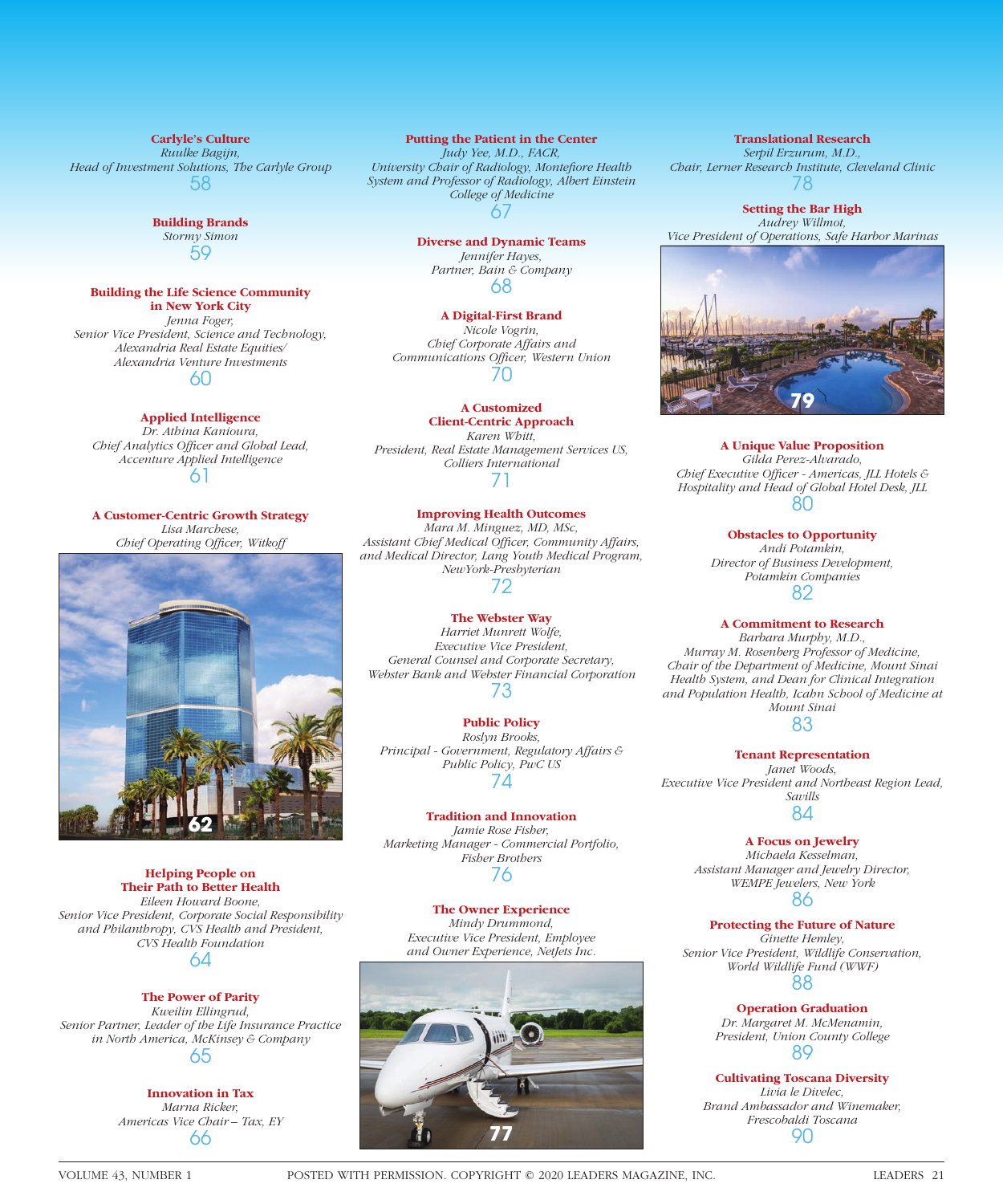**Carlyle's Culture**
*Ruulke Bagijn,*
*Head of Investment Solutions, The Carlyle Group*
58

**Building Brands**
*Stormy Simon*
59

**Building the Life Science Community in New York City**
*Jenna Foger,*
*Senior Vice President, Science and Technology, Alexandria Real Estate Equities/ Alexandria Venture Investments*
60

**Applied Intelligence**
*Dr. Athina Kanioura,*
*Chief Analytics Officer and Global Lead, Accenture Applied Intelligence*
61

**A Customer-Centric Growth Strategy**
*Lisa Marchese,*
*Chief Operating Officer, Witkoff*

62

**Helping People on Their Path to Better Health**
*Eileen Howard Boone,*
*Senior Vice President, Corporate Social Responsibility and Philanthropy, CVS Health and President, CVS Health Foundation*
64

**The Power of Parity**
*Kweilin Ellingrud,*
*Senior Partner, Leader of the Life Insurance Practice in North America, McKinsey & Company*
65

**Innovation in Tax**
*Marna Ricker,*
*Americas Vice Chair – Tax, EY*
66

**Putting the Patient in the Center**
*Judy Yee, M.D., FACR,*
*University Chair of Radiology, Montefiore Health System and Professor of Radiology, Albert Einstein College of Medicine*
67

**Diverse and Dynamic Teams**
*Jennifer Hayes,*
*Partner, Bain & Company*
68

**A Digital-First Brand**
*Nicole Vogrin,*
*Chief Corporate Affairs and Communications Officer, Western Union*
70

**A Customized Client-Centric Approach**
*Karen Whitt,*
*President, Real Estate Management Services US, Colliers International*
71

**Improving Health Outcomes**
*Mara M. Minguez, MD, MSc,*
*Assistant Chief Medical Officer, Community Affairs, and Medical Director, Lang Youth Medical Program, NewYork-Presbyterian*
72

**The Webster Way**
*Harriet Munrett Wolfe,*
*Executive Vice President, General Counsel and Corporate Secretary, Webster Bank and Webster Financial Corporation*
73

**Public Policy**
*Roslyn Brooks,*
*Principal - Government, Regulatory Affairs & Public Policy, PwC US*
74

**Tradition and Innovation**
*Jamie Rose Fisher,*
*Marketing Manager - Commercial Portfolio, Fisher Brothers*
76

**The Owner Experience**
*Mindy Drummond,*
*Executive Vice President, Employee and Owner Experience, NetJets Inc.*

77

**Translational Research**
*Serpil Erzurum, M.D.,*
*Chair, Lerner Research Institute, Cleveland Clinic*
78

**Setting the Bar High**
*Audrey Willmot,*
*Vice President of Operations, Safe Harbor Marinas*

79

**A Unique Value Proposition**
*Gilda Perez-Alvarado,*
*Chief Executive Officer - Americas, JLL Hotels & Hospitality and Head of Global Hotel Desk, JLL*
80

**Obstacles to Opportunity**
*Andi Potamkin,*
*Director of Business Development, Potamkin Companies*
82

**A Commitment to Research**
*Barbara Murphy, M.D.,*
*Murray M. Rosenberg Professor of Medicine, Chair of the Department of Medicine, Mount Sinai Health System, and Dean for Clinical Integration and Population Health, Icahn School of Medicine at Mount Sinai*
83

**Tenant Representation**
*Janet Woods,*
*Executive Vice President and Northeast Region Lead, Savills*
84

**A Focus on Jewelry**
*Michaela Kesselman,*
*Assistant Manager and Jewelry Director, WEMPE Jewelers, New York*
86

**Protecting the Future of Nature**
*Ginette Hemley,*
*Senior Vice President, Wildlife Conservation, World Wildlife Fund (WWF)*
88

**Operation Graduation**
*Dr. Margaret M. McMenamin,*
*President, Union County College*
89

**Cultivating Toscana Diversity**
*Livia le Divelec,*
*Brand Ambassador and Winemaker, Frescobaldi Toscana*
90

POSTED WITH PERMISSION. COPYRIGHT © 2020 LEADERS MAGAZINE, INC.